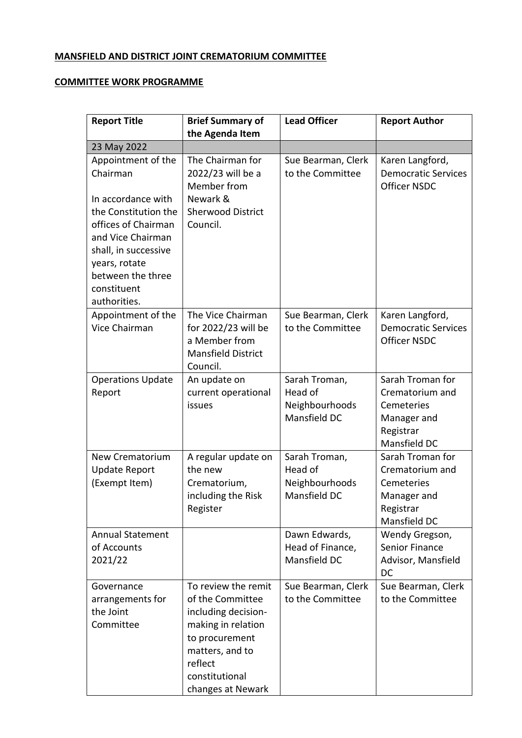**MANSFIELD AND DISTRICT JOINT CREMATORIUM COMMITTEE**

**COMMITTEE WORK PROGRAMME**

| Report Title | Brief Summary of the Agenda Item | Lead Officer | Report Author |
|---|---|---|---|
| 23 May 2022 | | | |
| Appointment of the Chairman<br><br>In accordance with the Constitution the offices of Chairman and Vice Chairman shall, in successive years, rotate between the three constituent authorities. | The Chairman for 2022/23 will be a Member from Newark & Sherwood District Council. | Sue Bearman, Clerk to the Committee | Karen Langford, Democratic Services Officer NSDC |
| Appointment of the Vice Chairman | The Vice Chairman for 2022/23 will be a Member from Mansfield District Council. | Sue Bearman, Clerk to the Committee | Karen Langford, Democratic Services Officer NSDC |
| Operations Update Report | An update on current operational issues | Sarah Troman, Head of Neighbourhoods Mansfield DC | Sarah Troman for Crematorium and Cemeteries Manager and Registrar Mansfield DC |
| New Crematorium Update Report (Exempt Item) | A regular update on the new Crematorium, including the Risk Register | Sarah Troman, Head of Neighbourhoods Mansfield DC | Sarah Troman for Crematorium and Cemeteries Manager and Registrar Mansfield DC |
| Annual Statement of Accounts 2021/22 | | Dawn Edwards, Head of Finance, Mansfield DC | Wendy Gregson, Senior Finance Advisor, Mansfield DC |
| Governance arrangements for the Joint Committee | To review the remit of the Committee including decision-making in relation to procurement matters, and to reflect constitutional changes at Newark | Sue Bearman, Clerk to the Committee | Sue Bearman, Clerk to the Committee |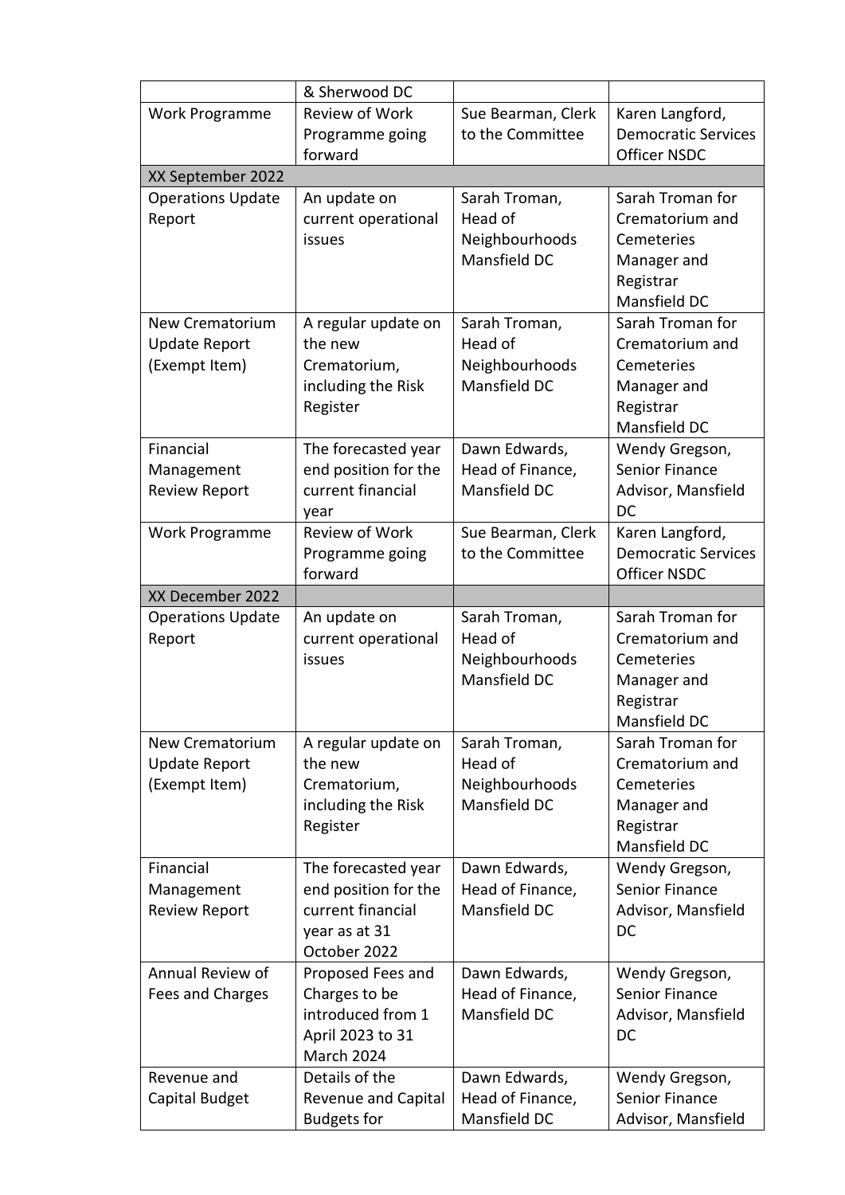|  | & Sherwood DC |  |  |
|---|---|---|---|
| Work Programme | Review of Work Programme going forward | Sue Bearman, Clerk to the Committee | Karen Langford, Democratic Services Officer NSDC |
| XX September 2022 |  |  |  |
| Operations Update Report | An update on current operational issues | Sarah Troman, Head of Neighbourhoods Mansfield DC | Sarah Troman for Crematorium and Cemeteries Manager and Registrar Mansfield DC |
| New Crematorium Update Report (Exempt Item) | A regular update on the new Crematorium, including the Risk Register | Sarah Troman, Head of Neighbourhoods Mansfield DC | Sarah Troman for Crematorium and Cemeteries Manager and Registrar Mansfield DC |
| Financial Management Review Report | The forecasted year end position for the current financial year | Dawn Edwards, Head of Finance, Mansfield DC | Wendy Gregson, Senior Finance Advisor, Mansfield DC |
| Work Programme | Review of Work Programme going forward | Sue Bearman, Clerk to the Committee | Karen Langford, Democratic Services Officer NSDC |
| XX December 2022 |  |  |  |
| Operations Update Report | An update on current operational issues | Sarah Troman, Head of Neighbourhoods Mansfield DC | Sarah Troman for Crematorium and Cemeteries Manager and Registrar Mansfield DC |
| New Crematorium Update Report (Exempt Item) | A regular update on the new Crematorium, including the Risk Register | Sarah Troman, Head of Neighbourhoods Mansfield DC | Sarah Troman for Crematorium and Cemeteries Manager and Registrar Mansfield DC |
| Financial Management Review Report | The forecasted year end position for the current financial year as at 31 October 2022 | Dawn Edwards, Head of Finance, Mansfield DC | Wendy Gregson, Senior Finance Advisor, Mansfield DC |
| Annual Review of Fees and Charges | Proposed Fees and Charges to be introduced from 1 April 2023 to 31 March 2024 | Dawn Edwards, Head of Finance, Mansfield DC | Wendy Gregson, Senior Finance Advisor, Mansfield DC |
| Revenue and Capital Budget | Details of the Revenue and Capital Budgets for | Dawn Edwards, Head of Finance, Mansfield DC | Wendy Gregson, Senior Finance Advisor, Mansfield |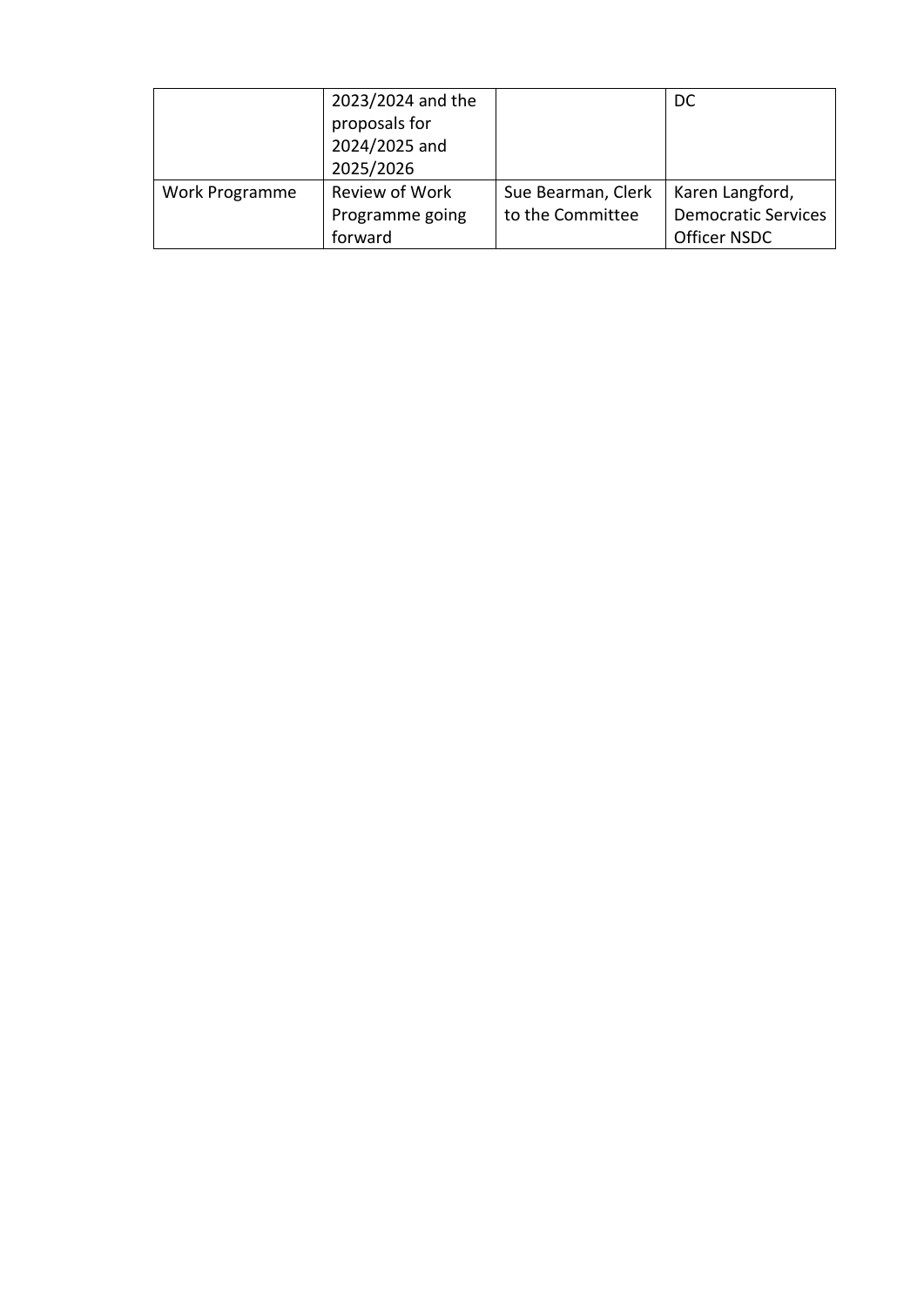| | | | |
|---|---|---|---|
| | 2023/2024 and the proposals for 2024/2025 and 2025/2026 | | DC |
| Work Programme | Review of Work Programme going forward | Sue Bearman, Clerk to the Committee | Karen Langford, Democratic Services Officer NSDC |